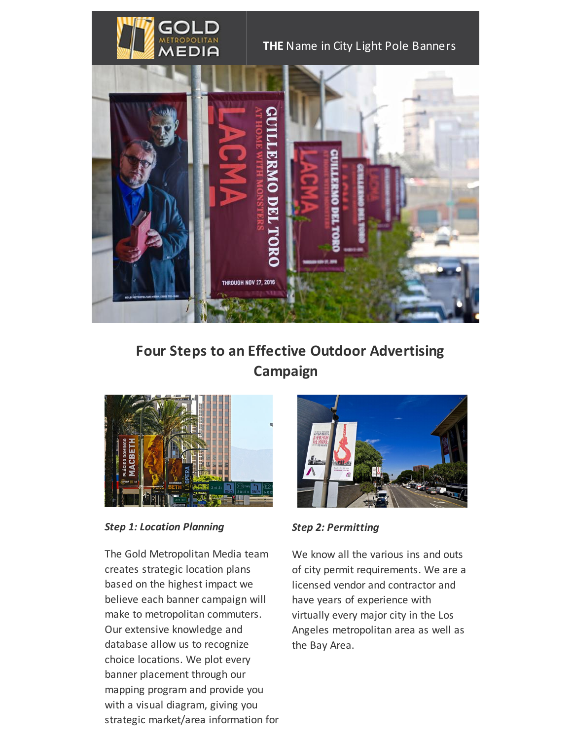**THE** Name in City Light Pole Banners

## Four Steps to an Effective Outdoor Advertising Campaign

***Step 1: Location Planning***

The Gold Metropolitan Media team creates strategic location plans based on the highest impact we believe each banner campaign will make to metropolitan commuters. Our extensive knowledge and database allow us to recognize choice locations. We plot every banner placement through our mapping program and provide you with a visual diagram, giving you strategic market/area information for

***Step 2: Permitting***

We know all the various ins and outs of city permit requirements. We are a licensed vendor and contractor and have years of experience with virtually every major city in the Los Angeles metropolitan area as well as the Bay Area.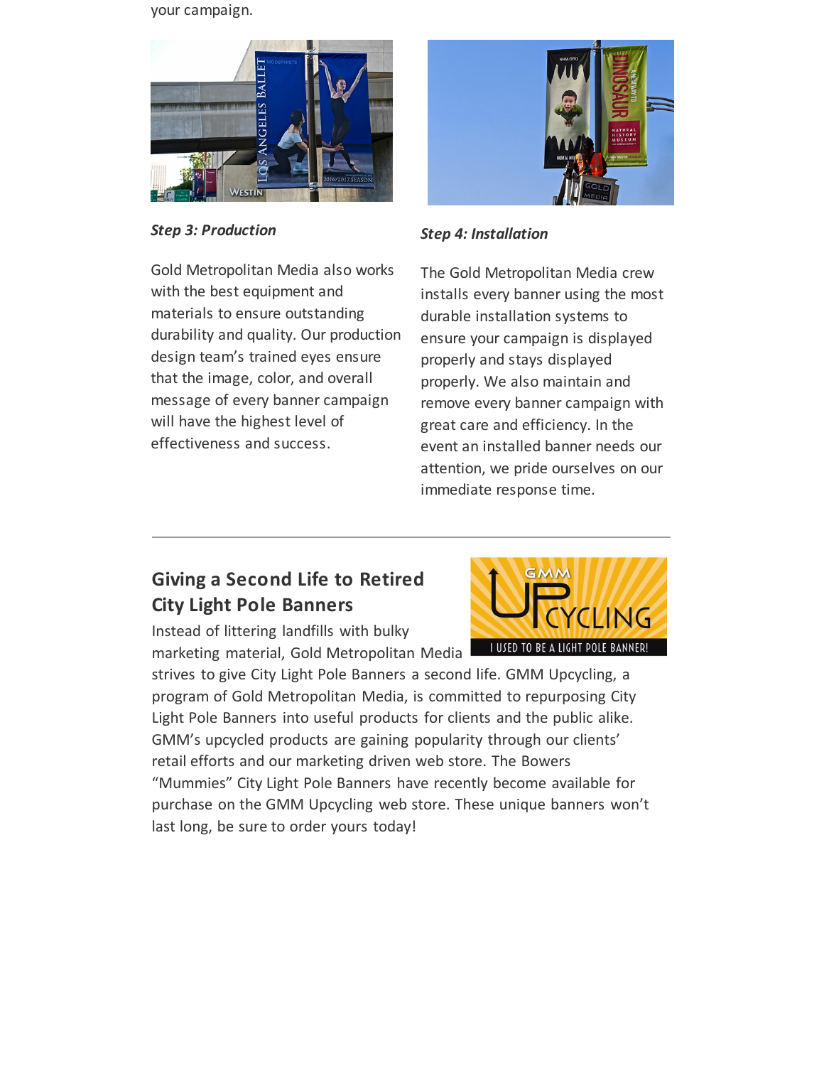your campaign.

*Step 3: Production*

Gold Metropolitan Media also works with the best equipment and materials to ensure outstanding durability and quality. Our production design team's trained eyes ensure that the image, color, and overall message of every banner campaign will have the highest level of effectiveness and success.

*Step 4: Installation*

The Gold Metropolitan Media crew installs every banner using the most durable installation systems to ensure your campaign is displayed properly and stays displayed properly. We also maintain and remove every banner campaign with great care and efficiency. In the event an installed banner needs our attention, we pride ourselves on our immediate response time.

---

## Giving a Second Life to Retired City Light Pole Banners

Instead of littering landfills with bulky marketing material, Gold Metropolitan Media strives to give City Light Pole Banners a second life. GMM Upcycling, a program of Gold Metropolitan Media, is committed to repurposing City Light Pole Banners into useful products for clients and the public alike. GMM's upcycled products are gaining popularity through our clients' retail efforts and our marketing driven web store. The Bowers "Mummies" City Light Pole Banners have recently become available for purchase on the GMM Upcycling web store. These unique banners won't last long, be sure to order yours today!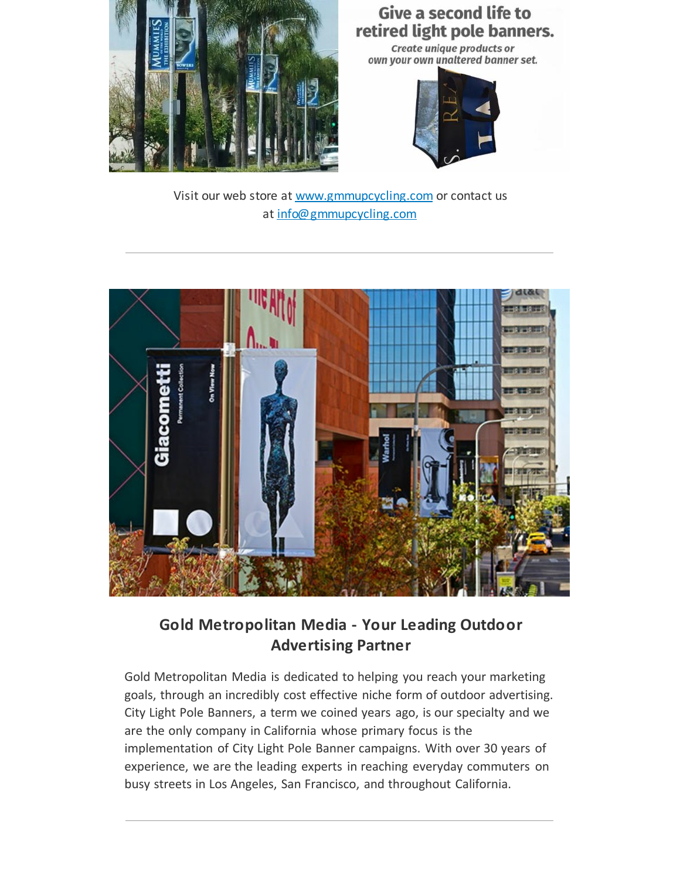Give a second life to retired light pole banners.

*Create unique products or own your own unaltered banner set.*

Visit our web store at [www.gmmupcycling.com](http://www.gmmupcycling.com) or contact us at [info@gmmupcycling.com](mailto:info@gmmupcycling.com)

---

## Gold Metropolitan Media - Your Leading Outdoor Advertising Partner

Gold Metropolitan Media is dedicated to helping you reach your marketing goals, through an incredibly cost effective niche form of outdoor advertising. City Light Pole Banners, a term we coined years ago, is our specialty and we are the only company in California whose primary focus is the implementation of City Light Pole Banner campaigns. With over 30 years of experience, we are the leading experts in reaching everyday commuters on busy streets in Los Angeles, San Francisco, and throughout California.

---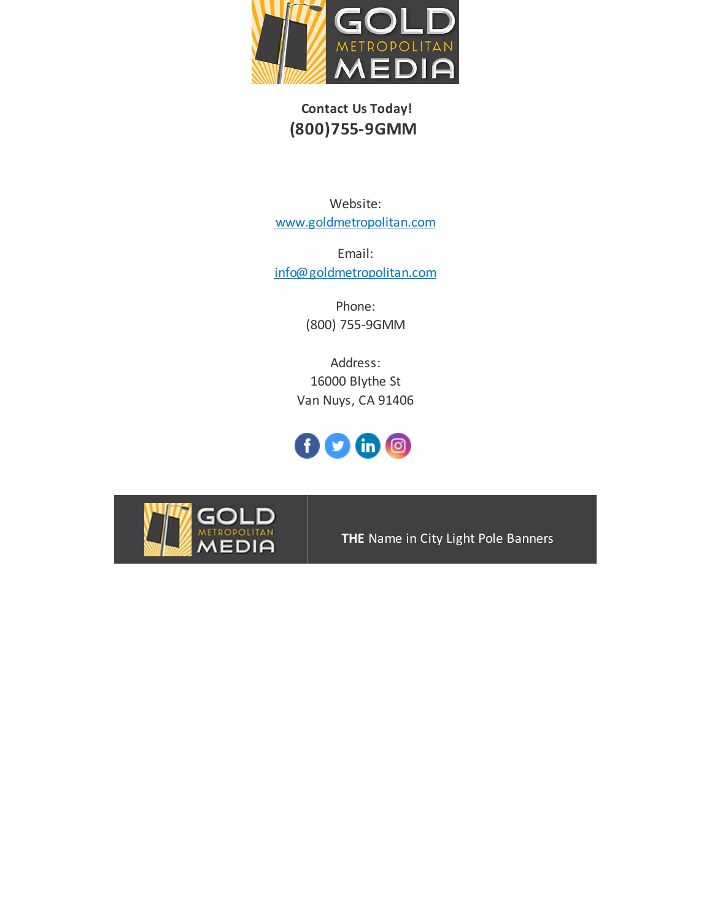**Contact Us Today!**

**(800)755-9GMM**

Website:
www.goldmetropolitan.com

Email:
info@goldmetropolitan.com

Phone:
(800) 755-9GMM

Address:
16000 Blythe St
Van Nuys, CA 91406

**THE** Name in City Light Pole Banners